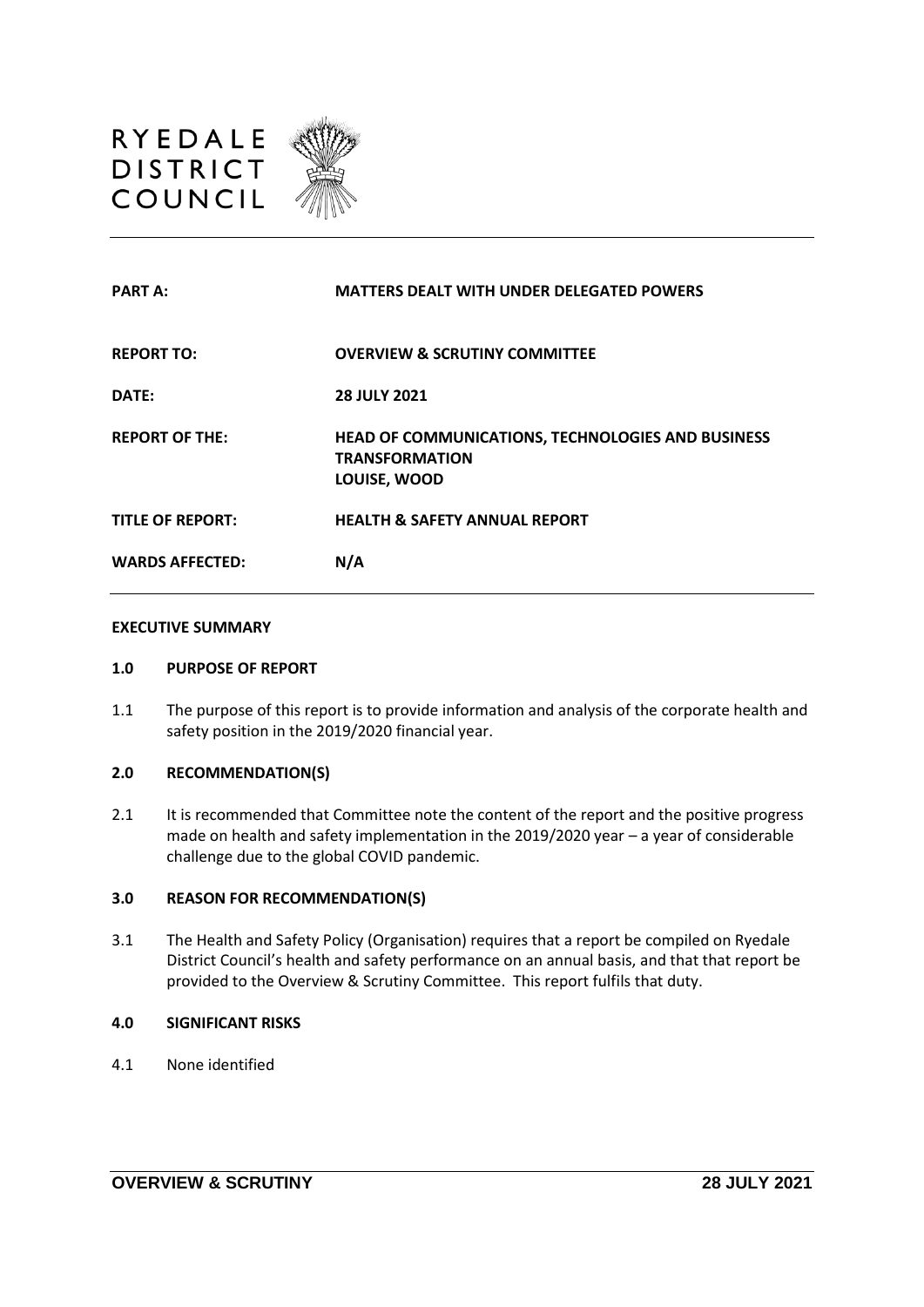RYEDALE
DISTRICT
COUNCIL

| | |
|---|---|
| **PART A:** | **MATTERS DEALT WITH UNDER DELEGATED POWERS** |
| **REPORT TO:** | **OVERVIEW & SCRUTINY COMMITTEE** |
| **DATE:** | **28 JULY 2021** |
| **REPORT OF THE:** | **HEAD OF COMMUNICATIONS, TECHNOLOGIES AND BUSINESS TRANSFORMATION**<br>**LOUISE, WOOD** |
| **TITLE OF REPORT:** | **HEALTH & SAFETY ANNUAL REPORT** |
| **WARDS AFFECTED:** | **N/A** |

**EXECUTIVE SUMMARY**

## 1.0 PURPOSE OF REPORT

1.1 The purpose of this report is to provide information and analysis of the corporate health and safety position in the 2019/2020 financial year.

## 2.0 RECOMMENDATION(S)

2.1 It is recommended that Committee note the content of the report and the positive progress made on health and safety implementation in the 2019/2020 year – a year of considerable challenge due to the global COVID pandemic.

## 3.0 REASON FOR RECOMMENDATION(S)

3.1 The Health and Safety Policy (Organisation) requires that a report be compiled on Ryedale District Council's health and safety performance on an annual basis, and that that report be provided to the Overview & Scrutiny Committee. This report fulfils that duty.

## 4.0 SIGNIFICANT RISKS

4.1 None identified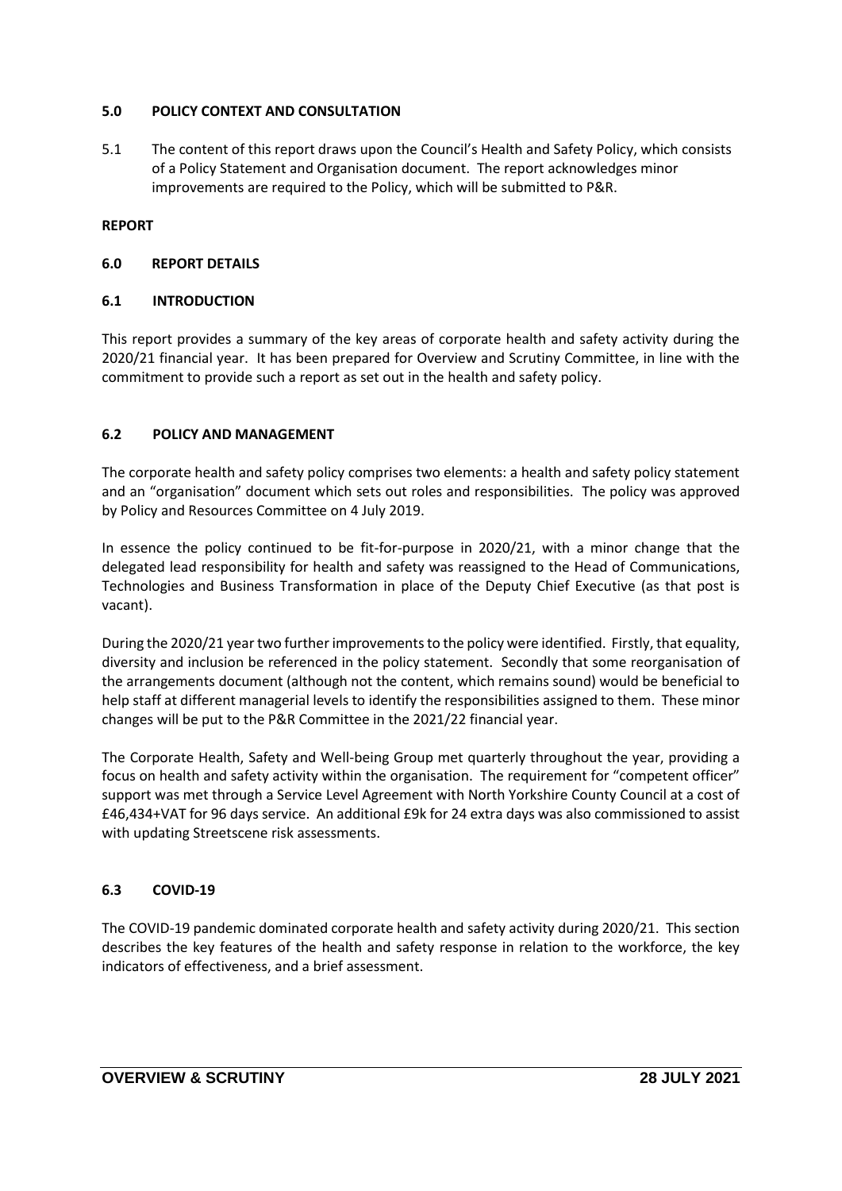## 5.0 POLICY CONTEXT AND CONSULTATION

5.1 The content of this report draws upon the Council's Health and Safety Policy, which consists of a Policy Statement and Organisation document. The report acknowledges minor improvements are required to the Policy, which will be submitted to P&R.

**REPORT**

## 6.0 REPORT DETAILS

### 6.1 INTRODUCTION

This report provides a summary of the key areas of corporate health and safety activity during the 2020/21 financial year. It has been prepared for Overview and Scrutiny Committee, in line with the commitment to provide such a report as set out in the health and safety policy.

### 6.2 POLICY AND MANAGEMENT

The corporate health and safety policy comprises two elements: a health and safety policy statement and an "organisation" document which sets out roles and responsibilities. The policy was approved by Policy and Resources Committee on 4 July 2019.

In essence the policy continued to be fit-for-purpose in 2020/21, with a minor change that the delegated lead responsibility for health and safety was reassigned to the Head of Communications, Technologies and Business Transformation in place of the Deputy Chief Executive (as that post is vacant).

During the 2020/21 year two further improvements to the policy were identified. Firstly, that equality, diversity and inclusion be referenced in the policy statement. Secondly that some reorganisation of the arrangements document (although not the content, which remains sound) would be beneficial to help staff at different managerial levels to identify the responsibilities assigned to them. These minor changes will be put to the P&R Committee in the 2021/22 financial year.

The Corporate Health, Safety and Well-being Group met quarterly throughout the year, providing a focus on health and safety activity within the organisation. The requirement for "competent officer" support was met through a Service Level Agreement with North Yorkshire County Council at a cost of £46,434+VAT for 96 days service. An additional £9k for 24 extra days was also commissioned to assist with updating Streetscene risk assessments.

### 6.3 COVID-19

The COVID-19 pandemic dominated corporate health and safety activity during 2020/21. This section describes the key features of the health and safety response in relation to the workforce, the key indicators of effectiveness, and a brief assessment.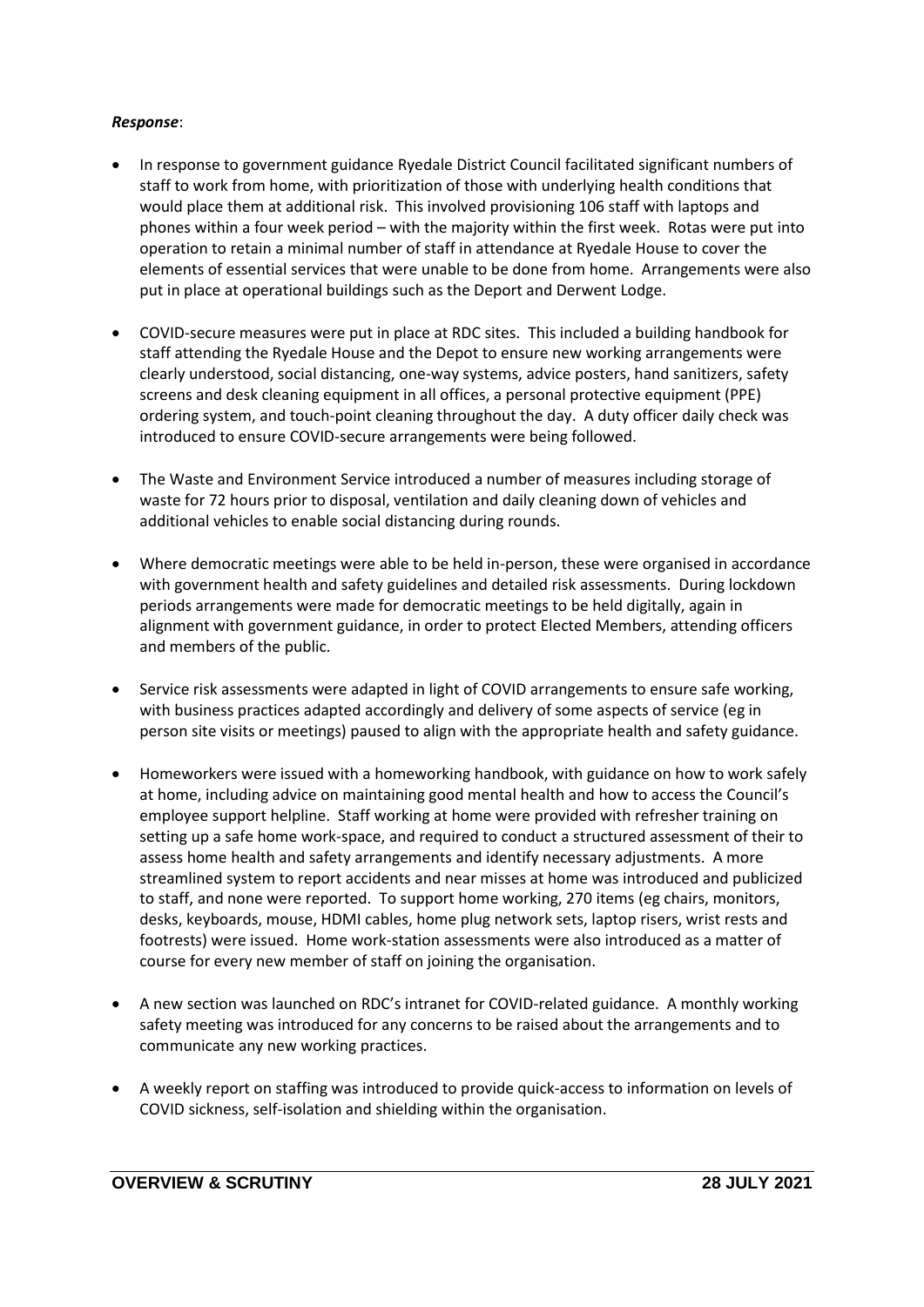***Response***:

- In response to government guidance Ryedale District Council facilitated significant numbers of staff to work from home, with prioritization of those with underlying health conditions that would place them at additional risk. This involved provisioning 106 staff with laptops and phones within a four week period – with the majority within the first week. Rotas were put into operation to retain a minimal number of staff in attendance at Ryedale House to cover the elements of essential services that were unable to be done from home. Arrangements were also put in place at operational buildings such as the Deport and Derwent Lodge.

- COVID-secure measures were put in place at RDC sites. This included a building handbook for staff attending the Ryedale House and the Depot to ensure new working arrangements were clearly understood, social distancing, one-way systems, advice posters, hand sanitizers, safety screens and desk cleaning equipment in all offices, a personal protective equipment (PPE) ordering system, and touch-point cleaning throughout the day. A duty officer daily check was introduced to ensure COVID-secure arrangements were being followed.

- The Waste and Environment Service introduced a number of measures including storage of waste for 72 hours prior to disposal, ventilation and daily cleaning down of vehicles and additional vehicles to enable social distancing during rounds.

- Where democratic meetings were able to be held in-person, these were organised in accordance with government health and safety guidelines and detailed risk assessments. During lockdown periods arrangements were made for democratic meetings to be held digitally, again in alignment with government guidance, in order to protect Elected Members, attending officers and members of the public.

- Service risk assessments were adapted in light of COVID arrangements to ensure safe working, with business practices adapted accordingly and delivery of some aspects of service (eg in person site visits or meetings) paused to align with the appropriate health and safety guidance.

- Homeworkers were issued with a homeworking handbook, with guidance on how to work safely at home, including advice on maintaining good mental health and how to access the Council's employee support helpline. Staff working at home were provided with refresher training on setting up a safe home work-space, and required to conduct a structured assessment of their to assess home health and safety arrangements and identify necessary adjustments. A more streamlined system to report accidents and near misses at home was introduced and publicized to staff, and none were reported. To support home working, 270 items (eg chairs, monitors, desks, keyboards, mouse, HDMI cables, home plug network sets, laptop risers, wrist rests and footrests) were issued. Home work-station assessments were also introduced as a matter of course for every new member of staff on joining the organisation.

- A new section was launched on RDC's intranet for COVID-related guidance. A monthly working safety meeting was introduced for any concerns to be raised about the arrangements and to communicate any new working practices.

- A weekly report on staffing was introduced to provide quick-access to information on levels of COVID sickness, self-isolation and shielding within the organisation.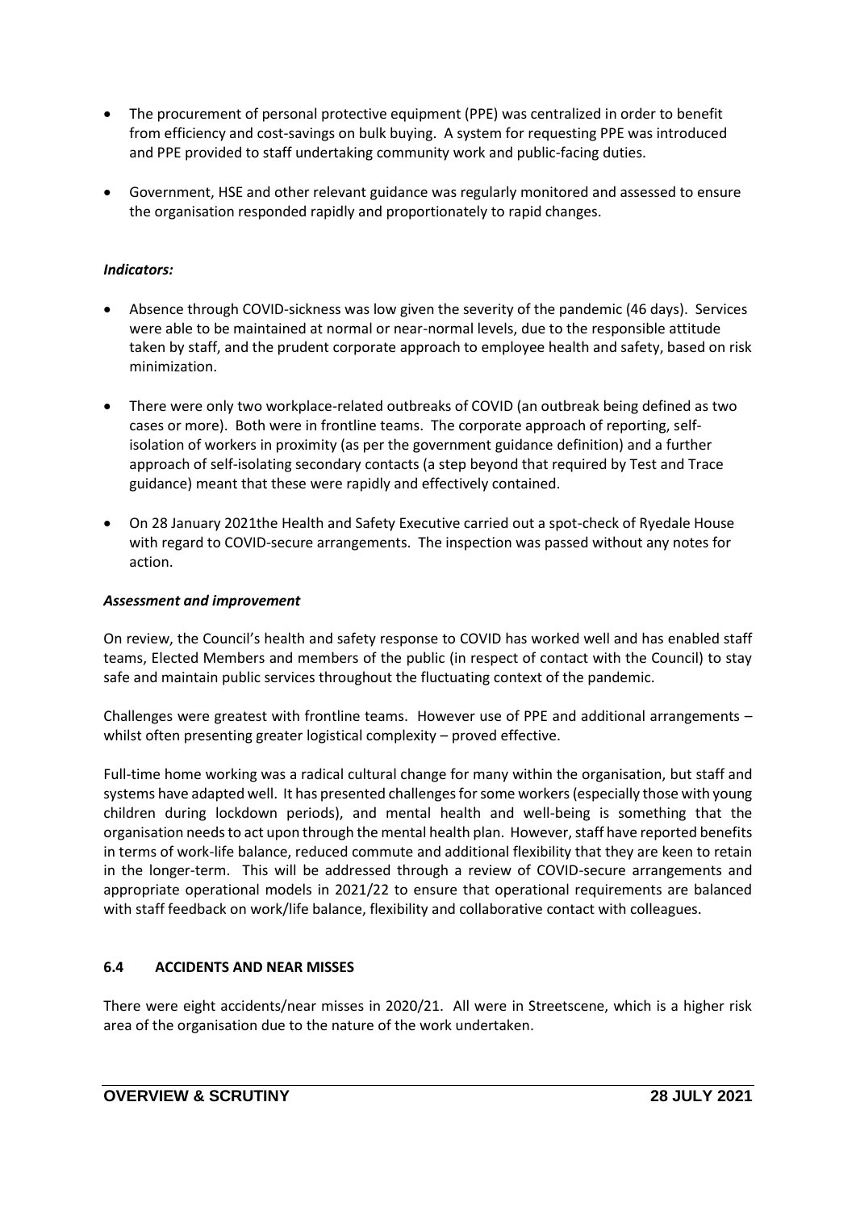- The procurement of personal protective equipment (PPE) was centralized in order to benefit from efficiency and cost-savings on bulk buying. A system for requesting PPE was introduced and PPE provided to staff undertaking community work and public-facing duties.
- Government, HSE and other relevant guidance was regularly monitored and assessed to ensure the organisation responded rapidly and proportionately to rapid changes.

***Indicators:***

- Absence through COVID-sickness was low given the severity of the pandemic (46 days). Services were able to be maintained at normal or near-normal levels, due to the responsible attitude taken by staff, and the prudent corporate approach to employee health and safety, based on risk minimization.
- There were only two workplace-related outbreaks of COVID (an outbreak being defined as two cases or more). Both were in frontline teams. The corporate approach of reporting, self-isolation of workers in proximity (as per the government guidance definition) and a further approach of self-isolating secondary contacts (a step beyond that required by Test and Trace guidance) meant that these were rapidly and effectively contained.
- On 28 January 2021the Health and Safety Executive carried out a spot-check of Ryedale House with regard to COVID-secure arrangements. The inspection was passed without any notes for action.

***Assessment and improvement***

On review, the Council's health and safety response to COVID has worked well and has enabled staff teams, Elected Members and members of the public (in respect of contact with the Council) to stay safe and maintain public services throughout the fluctuating context of the pandemic.

Challenges were greatest with frontline teams. However use of PPE and additional arrangements – whilst often presenting greater logistical complexity – proved effective.

Full-time home working was a radical cultural change for many within the organisation, but staff and systems have adapted well. It has presented challenges for some workers (especially those with young children during lockdown periods), and mental health and well-being is something that the organisation needs to act upon through the mental health plan. However, staff have reported benefits in terms of work-life balance, reduced commute and additional flexibility that they are keen to retain in the longer-term. This will be addressed through a review of COVID-secure arrangements and appropriate operational models in 2021/22 to ensure that operational requirements are balanced with staff feedback on work/life balance, flexibility and collaborative contact with colleagues.

### 6.4 ACCIDENTS AND NEAR MISSES

There were eight accidents/near misses in 2020/21. All were in Streetscene, which is a higher risk area of the organisation due to the nature of the work undertaken.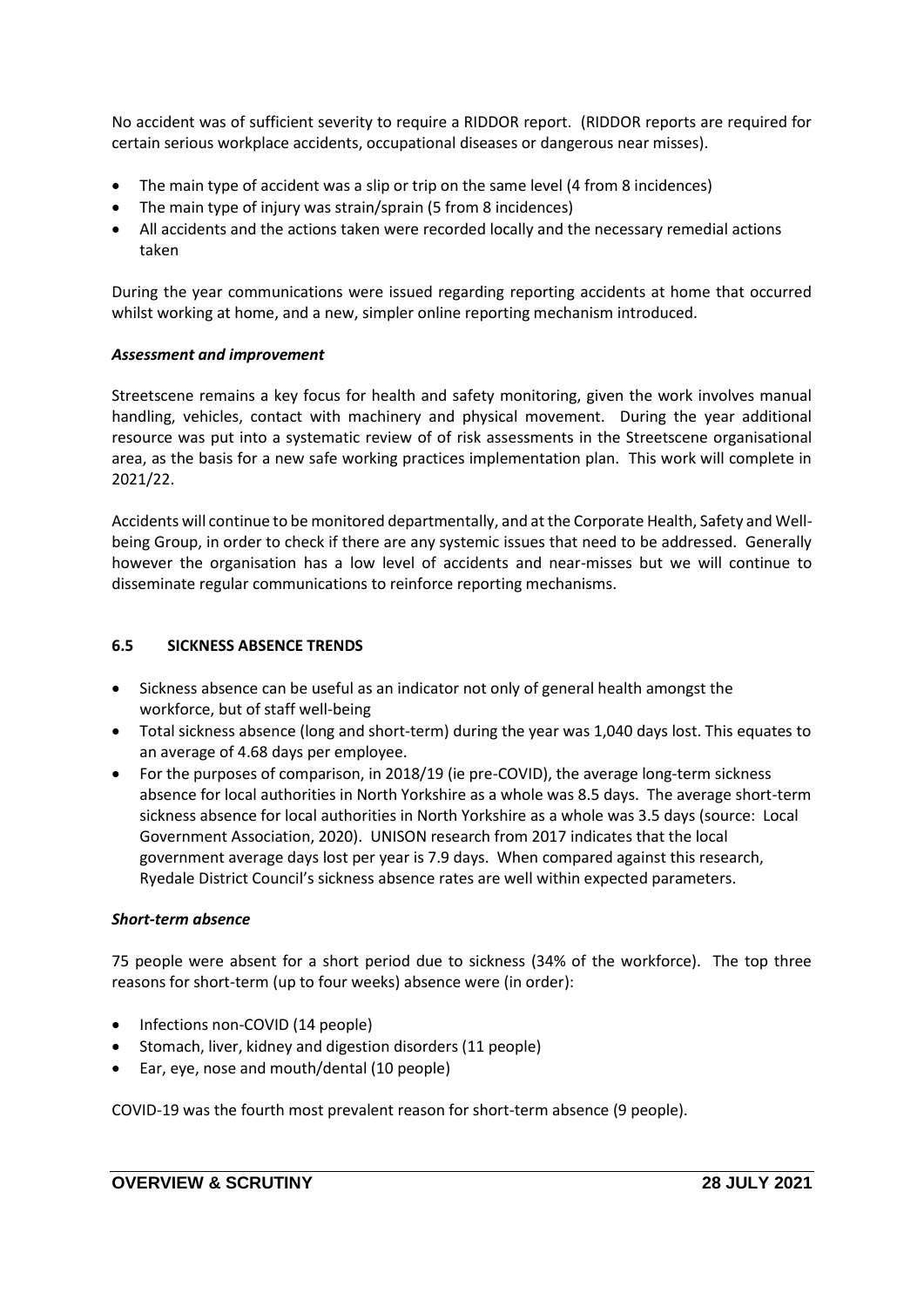No accident was of sufficient severity to require a RIDDOR report. (RIDDOR reports are required for certain serious workplace accidents, occupational diseases or dangerous near misses).

- The main type of accident was a slip or trip on the same level (4 from 8 incidences)
- The main type of injury was strain/sprain (5 from 8 incidences)
- All accidents and the actions taken were recorded locally and the necessary remedial actions taken

During the year communications were issued regarding reporting accidents at home that occurred whilst working at home, and a new, simpler online reporting mechanism introduced.

***Assessment and improvement***

Streetscene remains a key focus for health and safety monitoring, given the work involves manual handling, vehicles, contact with machinery and physical movement. During the year additional resource was put into a systematic review of of risk assessments in the Streetscene organisational area, as the basis for a new safe working practices implementation plan. This work will complete in 2021/22.

Accidents will continue to be monitored departmentally, and at the Corporate Health, Safety and Well-being Group, in order to check if there are any systemic issues that need to be addressed. Generally however the organisation has a low level of accidents and near-misses but we will continue to disseminate regular communications to reinforce reporting mechanisms.

### 6.5 SICKNESS ABSENCE TRENDS

- Sickness absence can be useful as an indicator not only of general health amongst the workforce, but of staff well-being
- Total sickness absence (long and short-term) during the year was 1,040 days lost. This equates to an average of 4.68 days per employee.
- For the purposes of comparison, in 2018/19 (ie pre-COVID), the average long-term sickness absence for local authorities in North Yorkshire as a whole was 8.5 days. The average short-term sickness absence for local authorities in North Yorkshire as a whole was 3.5 days (source: Local Government Association, 2020). UNISON research from 2017 indicates that the local government average days lost per year is 7.9 days. When compared against this research, Ryedale District Council's sickness absence rates are well within expected parameters.

***Short-term absence***

75 people were absent for a short period due to sickness (34% of the workforce). The top three reasons for short-term (up to four weeks) absence were (in order):

- Infections non-COVID (14 people)
- Stomach, liver, kidney and digestion disorders (11 people)
- Ear, eye, nose and mouth/dental (10 people)

COVID-19 was the fourth most prevalent reason for short-term absence (9 people).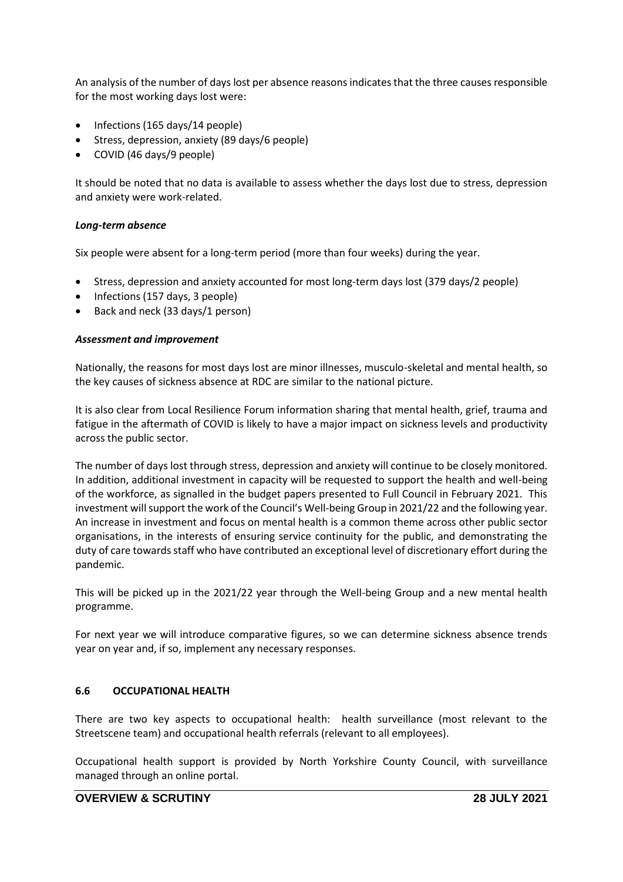An analysis of the number of days lost per absence reasons indicates that the three causes responsible for the most working days lost were:

- Infections (165 days/14 people)
- Stress, depression, anxiety (89 days/6 people)
- COVID (46 days/9 people)

It should be noted that no data is available to assess whether the days lost due to stress, depression and anxiety were work-related.

***Long-term absence***

Six people were absent for a long-term period (more than four weeks) during the year.

- Stress, depression and anxiety accounted for most long-term days lost (379 days/2 people)
- Infections (157 days, 3 people)
- Back and neck (33 days/1 person)

***Assessment and improvement***

Nationally, the reasons for most days lost are minor illnesses, musculo-skeletal and mental health, so the key causes of sickness absence at RDC are similar to the national picture.

It is also clear from Local Resilience Forum information sharing that mental health, grief, trauma and fatigue in the aftermath of COVID is likely to have a major impact on sickness levels and productivity across the public sector.

The number of days lost through stress, depression and anxiety will continue to be closely monitored. In addition, additional investment in capacity will be requested to support the health and well-being of the workforce, as signalled in the budget papers presented to Full Council in February 2021. This investment will support the work of the Council's Well-being Group in 2021/22 and the following year. An increase in investment and focus on mental health is a common theme across other public sector organisations, in the interests of ensuring service continuity for the public, and demonstrating the duty of care towards staff who have contributed an exceptional level of discretionary effort during the pandemic.

This will be picked up in the 2021/22 year through the Well-being Group and a new mental health programme.

For next year we will introduce comparative figures, so we can determine sickness absence trends year on year and, if so, implement any necessary responses.

### 6.6 OCCUPATIONAL HEALTH

There are two key aspects to occupational health: health surveillance (most relevant to the Streetscene team) and occupational health referrals (relevant to all employees).

Occupational health support is provided by North Yorkshire County Council, with surveillance managed through an online portal.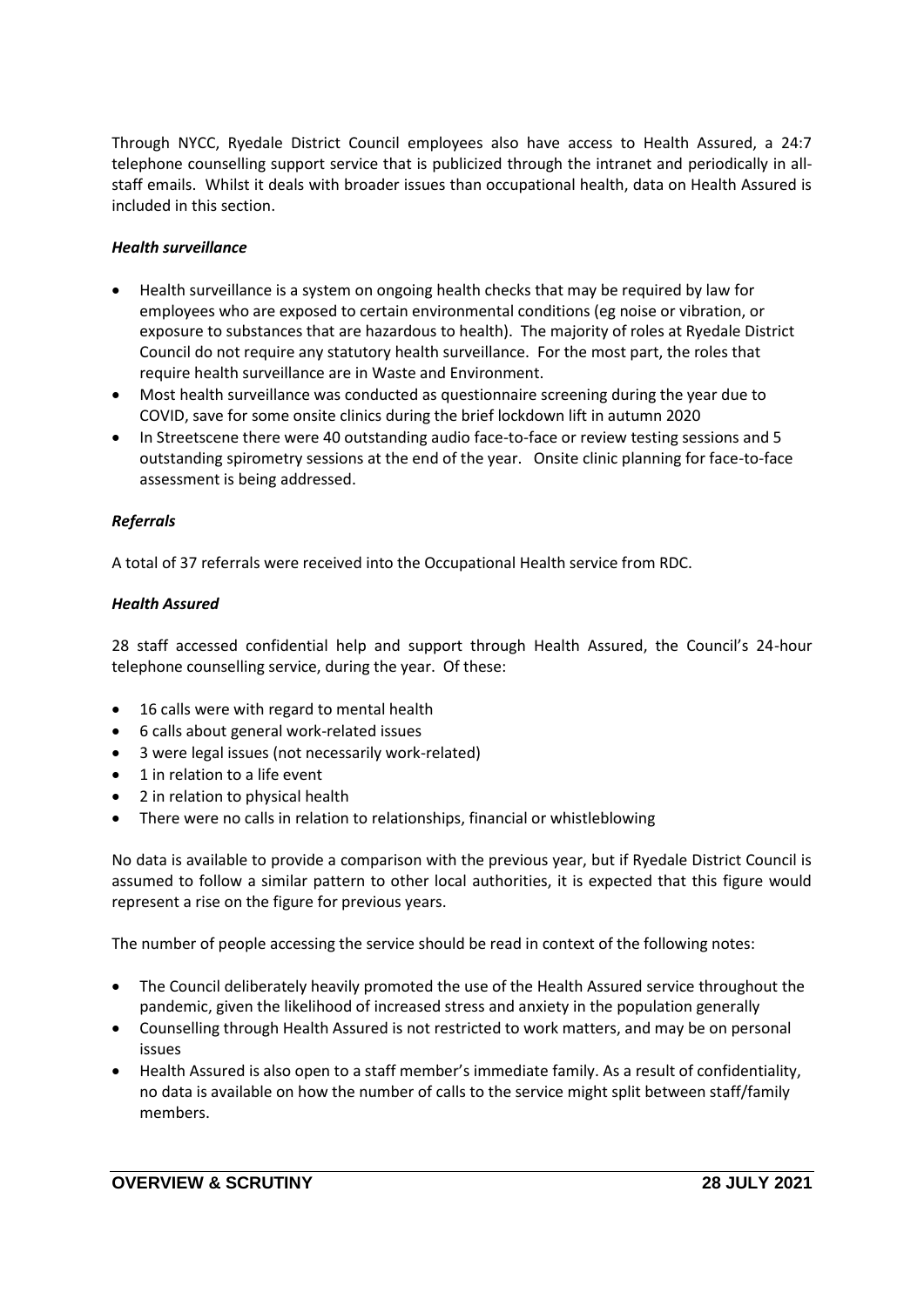Through NYCC, Ryedale District Council employees also have access to Health Assured, a 24:7 telephone counselling support service that is publicized through the intranet and periodically in all-staff emails. Whilst it deals with broader issues than occupational health, data on Health Assured is included in this section.

***Health surveillance***

- Health surveillance is a system on ongoing health checks that may be required by law for employees who are exposed to certain environmental conditions (eg noise or vibration, or exposure to substances that are hazardous to health). The majority of roles at Ryedale District Council do not require any statutory health surveillance. For the most part, the roles that require health surveillance are in Waste and Environment.
- Most health surveillance was conducted as questionnaire screening during the year due to COVID, save for some onsite clinics during the brief lockdown lift in autumn 2020
- In Streetscene there were 40 outstanding audio face-to-face or review testing sessions and 5 outstanding spirometry sessions at the end of the year. Onsite clinic planning for face-to-face assessment is being addressed.

***Referrals***

A total of 37 referrals were received into the Occupational Health service from RDC.

***Health Assured***

28 staff accessed confidential help and support through Health Assured, the Council's 24-hour telephone counselling service, during the year. Of these:

- 16 calls were with regard to mental health
- 6 calls about general work-related issues
- 3 were legal issues (not necessarily work-related)
- 1 in relation to a life event
- 2 in relation to physical health
- There were no calls in relation to relationships, financial or whistleblowing

No data is available to provide a comparison with the previous year, but if Ryedale District Council is assumed to follow a similar pattern to other local authorities, it is expected that this figure would represent a rise on the figure for previous years.

The number of people accessing the service should be read in context of the following notes:

- The Council deliberately heavily promoted the use of the Health Assured service throughout the pandemic, given the likelihood of increased stress and anxiety in the population generally
- Counselling through Health Assured is not restricted to work matters, and may be on personal issues
- Health Assured is also open to a staff member's immediate family. As a result of confidentiality, no data is available on how the number of calls to the service might split between staff/family members.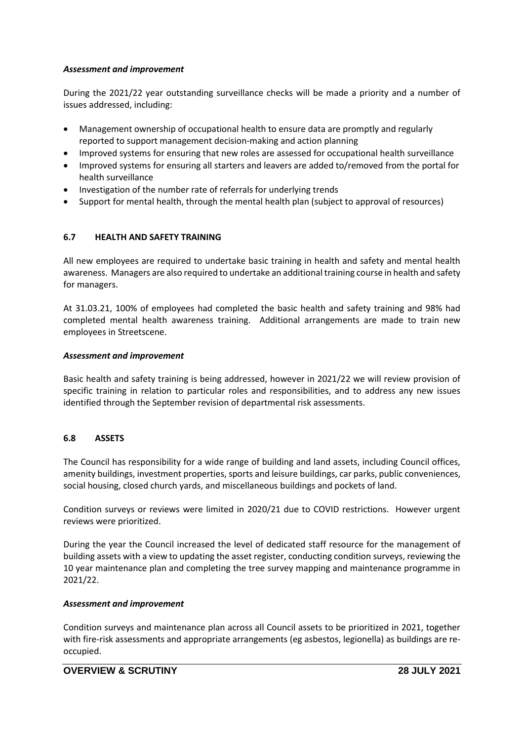***Assessment and improvement***

During the 2021/22 year outstanding surveillance checks will be made a priority and a number of issues addressed, including:

- Management ownership of occupational health to ensure data are promptly and regularly reported to support management decision-making and action planning
- Improved systems for ensuring that new roles are assessed for occupational health surveillance
- Improved systems for ensuring all starters and leavers are added to/removed from the portal for health surveillance
- Investigation of the number rate of referrals for underlying trends
- Support for mental health, through the mental health plan (subject to approval of resources)

### 6.7 HEALTH AND SAFETY TRAINING

All new employees are required to undertake basic training in health and safety and mental health awareness. Managers are also required to undertake an additional training course in health and safety for managers.

At 31.03.21, 100% of employees had completed the basic health and safety training and 98% had completed mental health awareness training. Additional arrangements are made to train new employees in Streetscene.

***Assessment and improvement***

Basic health and safety training is being addressed, however in 2021/22 we will review provision of specific training in relation to particular roles and responsibilities, and to address any new issues identified through the September revision of departmental risk assessments.

### 6.8 ASSETS

The Council has responsibility for a wide range of building and land assets, including Council offices, amenity buildings, investment properties, sports and leisure buildings, car parks, public conveniences, social housing, closed church yards, and miscellaneous buildings and pockets of land.

Condition surveys or reviews were limited in 2020/21 due to COVID restrictions. However urgent reviews were prioritized.

During the year the Council increased the level of dedicated staff resource for the management of building assets with a view to updating the asset register, conducting condition surveys, reviewing the 10 year maintenance plan and completing the tree survey mapping and maintenance programme in 2021/22.

***Assessment and improvement***

Condition surveys and maintenance plan across all Council assets to be prioritized in 2021, together with fire-risk assessments and appropriate arrangements (eg asbestos, legionella) as buildings are re-occupied.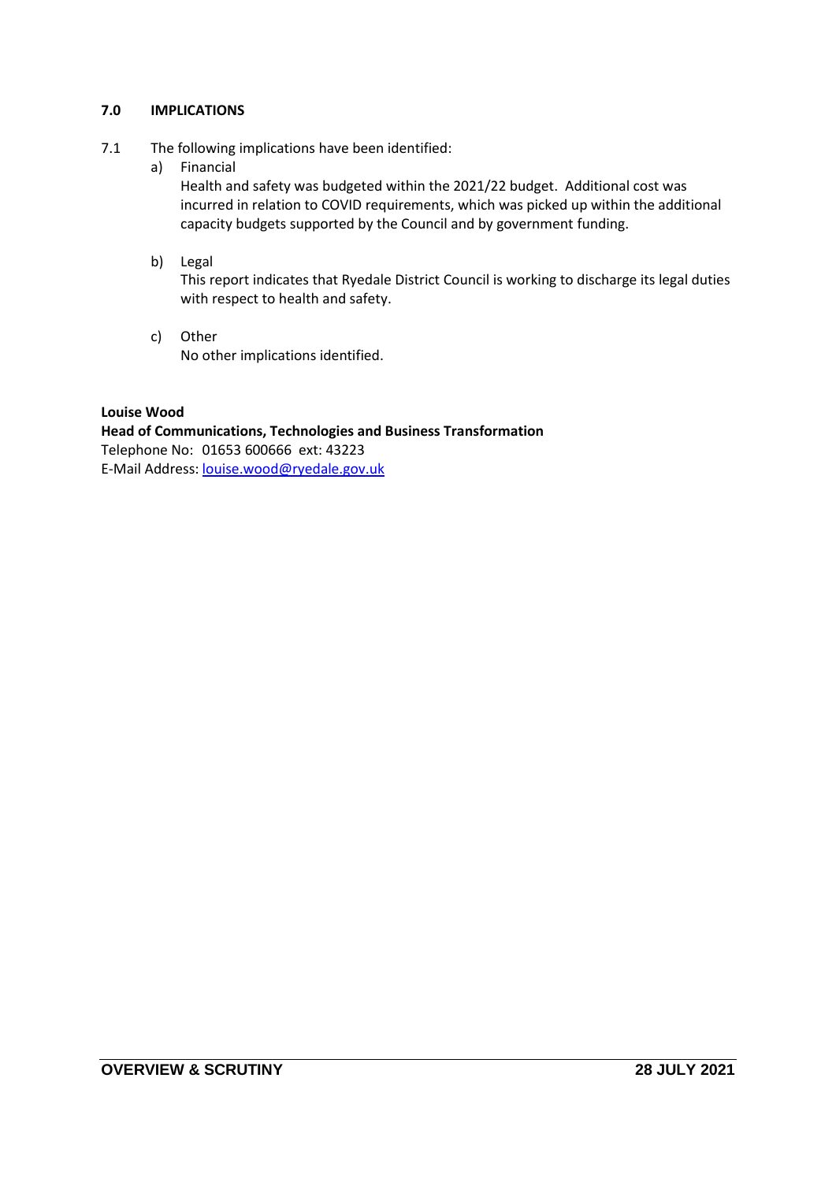## 7.0 IMPLICATIONS

7.1 The following implications have been identified:

a) Financial

Health and safety was budgeted within the 2021/22 budget. Additional cost was incurred in relation to COVID requirements, which was picked up within the additional capacity budgets supported by the Council and by government funding.

b) Legal

This report indicates that Ryedale District Council is working to discharge its legal duties with respect to health and safety.

c) Other

No other implications identified.

**Louise Wood**
**Head of Communications, Technologies and Business Transformation**
Telephone No: 01653 600666 ext: 43223
E-Mail Address: louise.wood@ryedale.gov.uk